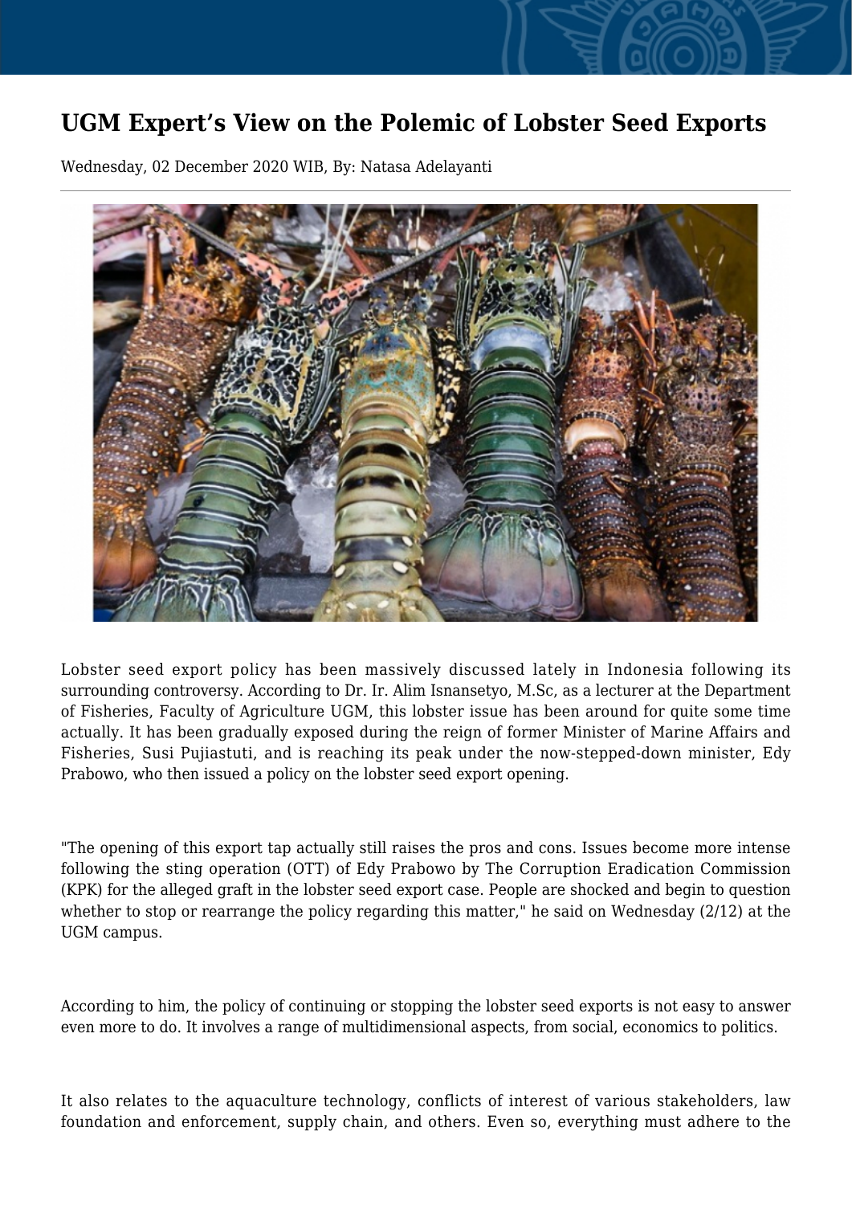# UGM Expert's View on the Polemic of Lobster Seed Exports

Wednesday, 02 December 2020 WIB, By: Natasa Adelayanti

Lobster seed export policy has been massively discussed lately in Indonesia following its surrounding controversy. According to Dr. Ir. Alim Isnansetyo, M.Sc, as a lecturer at the Department of Fisheries, Faculty of Agriculture UGM, this lobster issue has been around for quite some time actually. It has been gradually exposed during the reign of former Minister of Marine Affairs and Fisheries, Susi Pujiastuti, and is reaching its peak under the now-stepped-down minister, Edy Prabowo, who then issued a policy on the lobster seed export opening.

"The opening of this export tap actually still raises the pros and cons. Issues become more intense following the sting operation (OTT) of Edy Prabowo by The Corruption Eradication Commission (KPK) for the alleged graft in the lobster seed export case. People are shocked and begin to question whether to stop or rearrange the policy regarding this matter," he said on Wednesday (2/12) at the UGM campus.

According to him, the policy of continuing or stopping the lobster seed exports is not easy to answer even more to do. It involves a range of multidimensional aspects, from social, economics to politics.

It also relates to the aquaculture technology, conflicts of interest of various stakeholders, law foundation and enforcement, supply chain, and others. Even so, everything must adhere to the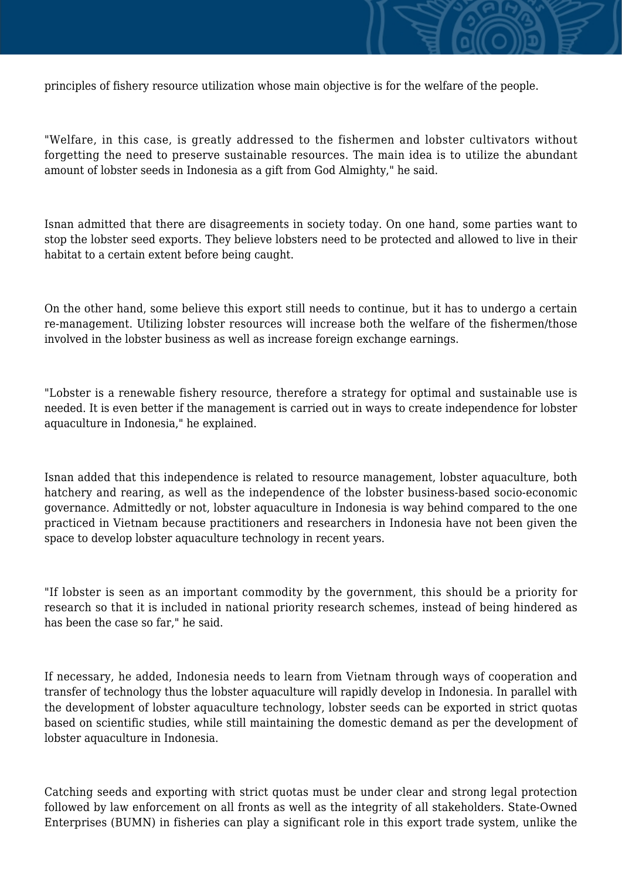principles of fishery resource utilization whose main objective is for the welfare of the people.

"Welfare, in this case, is greatly addressed to the fishermen and lobster cultivators without forgetting the need to preserve sustainable resources. The main idea is to utilize the abundant amount of lobster seeds in Indonesia as a gift from God Almighty," he said.

Isnan admitted that there are disagreements in society today. On one hand, some parties want to stop the lobster seed exports. They believe lobsters need to be protected and allowed to live in their habitat to a certain extent before being caught.

On the other hand, some believe this export still needs to continue, but it has to undergo a certain re-management. Utilizing lobster resources will increase both the welfare of the fishermen/those involved in the lobster business as well as increase foreign exchange earnings.

"Lobster is a renewable fishery resource, therefore a strategy for optimal and sustainable use is needed. It is even better if the management is carried out in ways to create independence for lobster aquaculture in Indonesia," he explained.

Isnan added that this independence is related to resource management, lobster aquaculture, both hatchery and rearing, as well as the independence of the lobster business-based socio-economic governance. Admittedly or not, lobster aquaculture in Indonesia is way behind compared to the one practiced in Vietnam because practitioners and researchers in Indonesia have not been given the space to develop lobster aquaculture technology in recent years.

"If lobster is seen as an important commodity by the government, this should be a priority for research so that it is included in national priority research schemes, instead of being hindered as has been the case so far," he said.

If necessary, he added, Indonesia needs to learn from Vietnam through ways of cooperation and transfer of technology thus the lobster aquaculture will rapidly develop in Indonesia. In parallel with the development of lobster aquaculture technology, lobster seeds can be exported in strict quotas based on scientific studies, while still maintaining the domestic demand as per the development of lobster aquaculture in Indonesia.

Catching seeds and exporting with strict quotas must be under clear and strong legal protection followed by law enforcement on all fronts as well as the integrity of all stakeholders. State-Owned Enterprises (BUMN) in fisheries can play a significant role in this export trade system, unlike the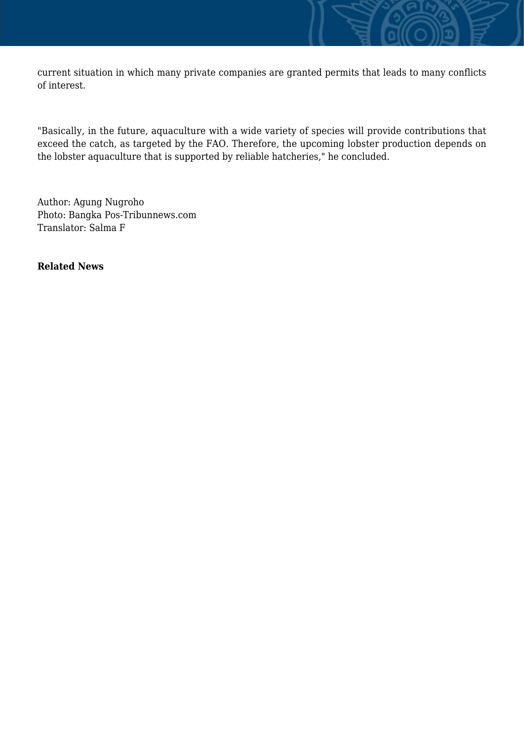current situation in which many private companies are granted permits that leads to many conflicts of interest.

"Basically, in the future, aquaculture with a wide variety of species will provide contributions that exceed the catch, as targeted by the FAO. Therefore, the upcoming lobster production depends on the lobster aquaculture that is supported by reliable hatcheries," he concluded.

Author: Agung Nugroho
Photo: Bangka Pos-Tribunnews.com
Translator: Salma F

**Related News**